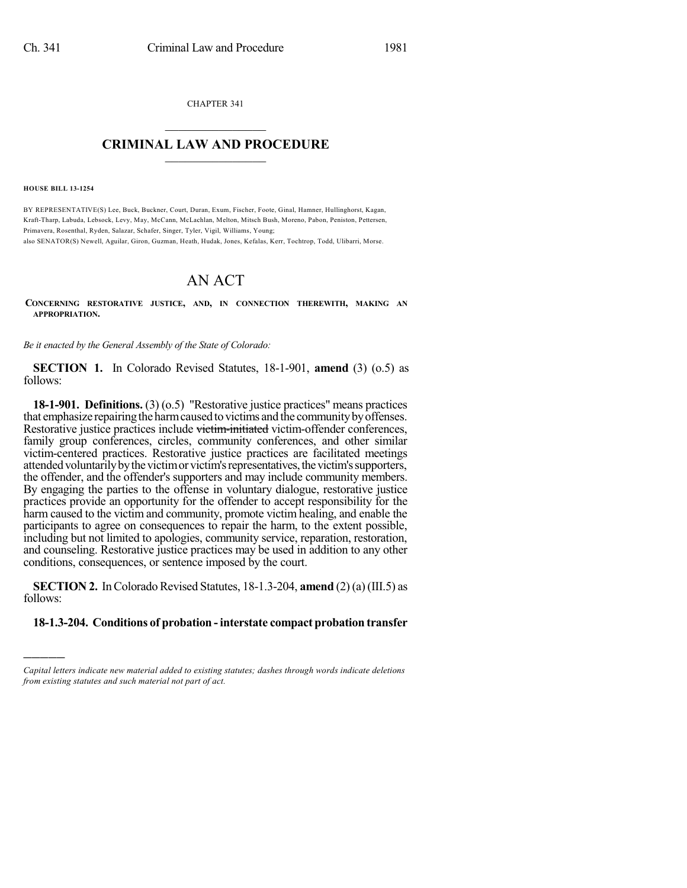CHAPTER 341

# CRIMINAL LAW AND PROCEDURE

**HOUSE BILL 13-1254**

BY REPRESENTATIVE(S) Lee, Buck, Buckner, Court, Duran, Exum, Fischer, Foote, Ginal, Hamner, Hullinghorst, Kagan, Kraft-Tharp, Labuda, Lebsock, Levy, May, McCann, McLachlan, Melton, Mitsch Bush, Moreno, Pabon, Peniston, Pettersen, Primavera, Rosenthal, Ryden, Salazar, Schafer, Singer, Tyler, Vigil, Williams, Young;
also SENATOR(S) Newell, Aguilar, Giron, Guzman, Heath, Hudak, Jones, Kefalas, Kerr, Tochtrop, Todd, Ulibarri, Morse.

# AN ACT

CONCERNING RESTORATIVE JUSTICE, AND, IN CONNECTION THEREWITH, MAKING AN APPROPRIATION.

*Be it enacted by the General Assembly of the State of Colorado:*

**SECTION 1.** In Colorado Revised Statutes, 18-1-901, **amend** (3) (o.5) as follows:

**18-1-901. Definitions.** (3) (o.5) "Restorative justice practices" means practices that emphasize repairing the harm caused to victims and the community by offenses. Restorative justice practices include ~~victim-initiated~~ victim-offender conferences, family group conferences, circles, community conferences, and other similar victim-centered practices. Restorative justice practices are facilitated meetings attended voluntarily by the victim or victim's representatives, the victim's supporters, the offender, and the offender's supporters and may include community members. By engaging the parties to the offense in voluntary dialogue, restorative justice practices provide an opportunity for the offender to accept responsibility for the harm caused to the victim and community, promote victim healing, and enable the participants to agree on consequences to repair the harm, to the extent possible, including but not limited to apologies, community service, reparation, restoration, and counseling. Restorative justice practices may be used in addition to any other conditions, consequences, or sentence imposed by the court.

**SECTION 2.** In Colorado Revised Statutes, 18-1.3-204, **amend** (2) (a) (III.5) as follows:

**18-1.3-204. Conditions of probation - interstate compact probation transfer**

---

*Capital letters indicate new material added to existing statutes; dashes through words indicate deletions from existing statutes and such material not part of act.*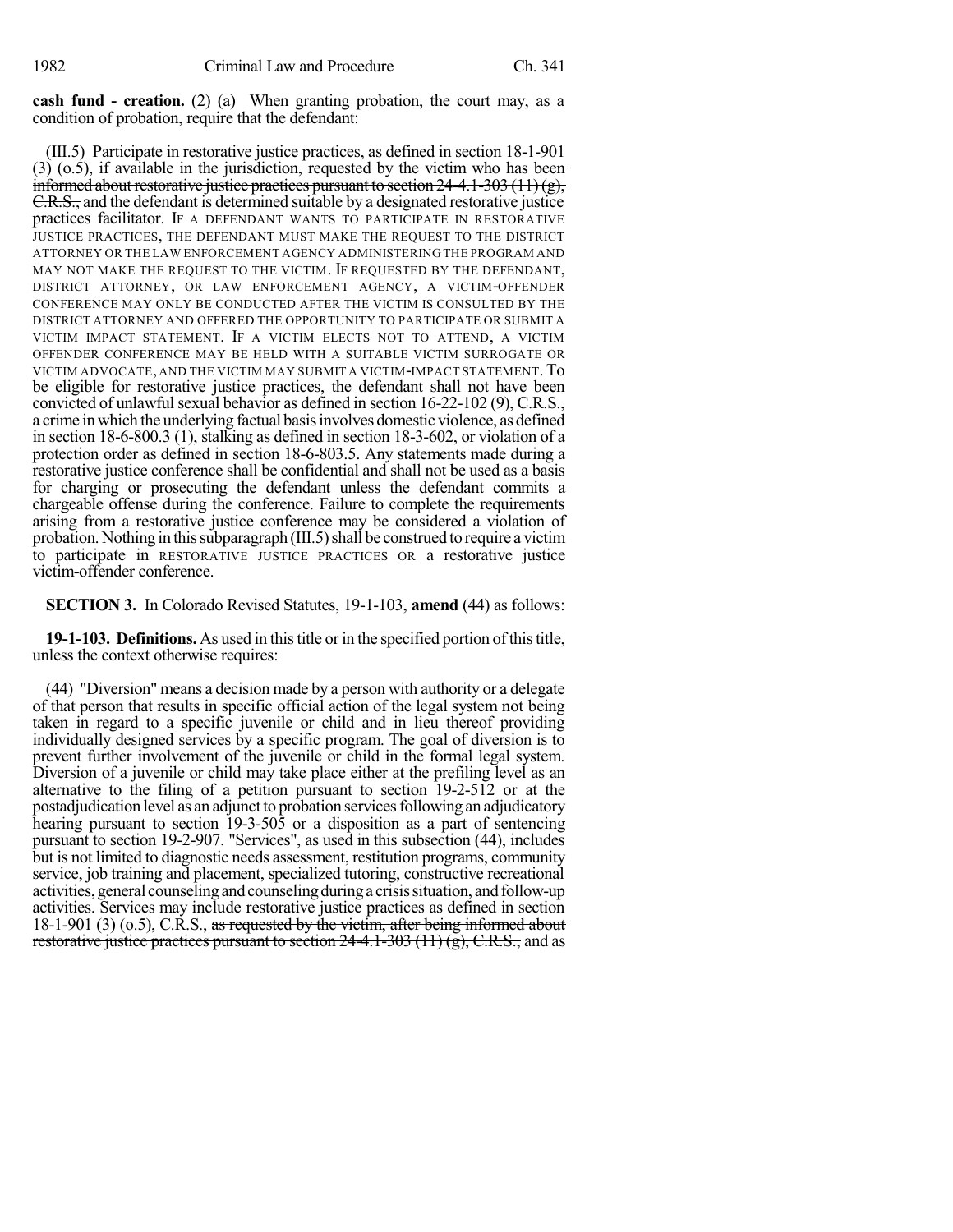**cash fund - creation.** (2) (a) When granting probation, the court may, as a condition of probation, require that the defendant:

(III.5) Participate in restorative justice practices, as defined in section 18-1-901 (3) (o.5), if available in the jurisdiction, ~~requested by the victim who has been informed about restorative justice practices pursuant to section 24-4.1-303 (11) (g), C.R.S.,~~ and the defendant is determined suitable by a designated restorative justice practices facilitator. IF A DEFENDANT WANTS TO PARTICIPATE IN RESTORATIVE JUSTICE PRACTICES, THE DEFENDANT MUST MAKE THE REQUEST TO THE DISTRICT ATTORNEY OR THE LAW ENFORCEMENT AGENCY ADMINISTERING THE PROGRAM AND MAY NOT MAKE THE REQUEST TO THE VICTIM. IF REQUESTED BY THE DEFENDANT, DISTRICT ATTORNEY, OR LAW ENFORCEMENT AGENCY, A VICTIM-OFFENDER CONFERENCE MAY ONLY BE CONDUCTED AFTER THE VICTIM IS CONSULTED BY THE DISTRICT ATTORNEY AND OFFERED THE OPPORTUNITY TO PARTICIPATE OR SUBMIT A VICTIM IMPACT STATEMENT. IF A VICTIM ELECTS NOT TO ATTEND, A VICTIM OFFENDER CONFERENCE MAY BE HELD WITH A SUITABLE VICTIM SURROGATE OR VICTIM ADVOCATE, AND THE VICTIM MAY SUBMIT A VICTIM-IMPACT STATEMENT. To be eligible for restorative justice practices, the defendant shall not have been convicted of unlawful sexual behavior as defined in section 16-22-102 (9), C.R.S., a crime in which the underlying factual basis involves domestic violence, as defined in section 18-6-800.3 (1), stalking as defined in section 18-3-602, or violation of a protection order as defined in section 18-6-803.5. Any statements made during a restorative justice conference shall be confidential and shall not be used as a basis for charging or prosecuting the defendant unless the defendant commits a chargeable offense during the conference. Failure to complete the requirements arising from a restorative justice conference may be considered a violation of probation. Nothing in this subparagraph (III.5) shall be construed to require a victim to participate in RESTORATIVE JUSTICE PRACTICES OR a restorative justice victim-offender conference.

**SECTION 3.** In Colorado Revised Statutes, 19-1-103, **amend** (44) as follows:

**19-1-103. Definitions.** As used in this title or in the specified portion of this title, unless the context otherwise requires:

(44) "Diversion" means a decision made by a person with authority or a delegate of that person that results in specific official action of the legal system not being taken in regard to a specific juvenile or child and in lieu thereof providing individually designed services by a specific program. The goal of diversion is to prevent further involvement of the juvenile or child in the formal legal system. Diversion of a juvenile or child may take place either at the prefiling level as an alternative to the filing of a petition pursuant to section 19-2-512 or at the postadjudication level as an adjunct to probation services following an adjudicatory hearing pursuant to section 19-3-505 or a disposition as a part of sentencing pursuant to section 19-2-907. "Services", as used in this subsection (44), includes but is not limited to diagnostic needs assessment, restitution programs, community service, job training and placement, specialized tutoring, constructive recreational activities, general counseling and counseling during a crisis situation, and follow-up activities. Services may include restorative justice practices as defined in section 18-1-901 (3) (o.5), C.R.S., ~~as requested by the victim, after being informed about restorative justice practices pursuant to section 24-4.1-303 (11) (g), C.R.S.,~~ and as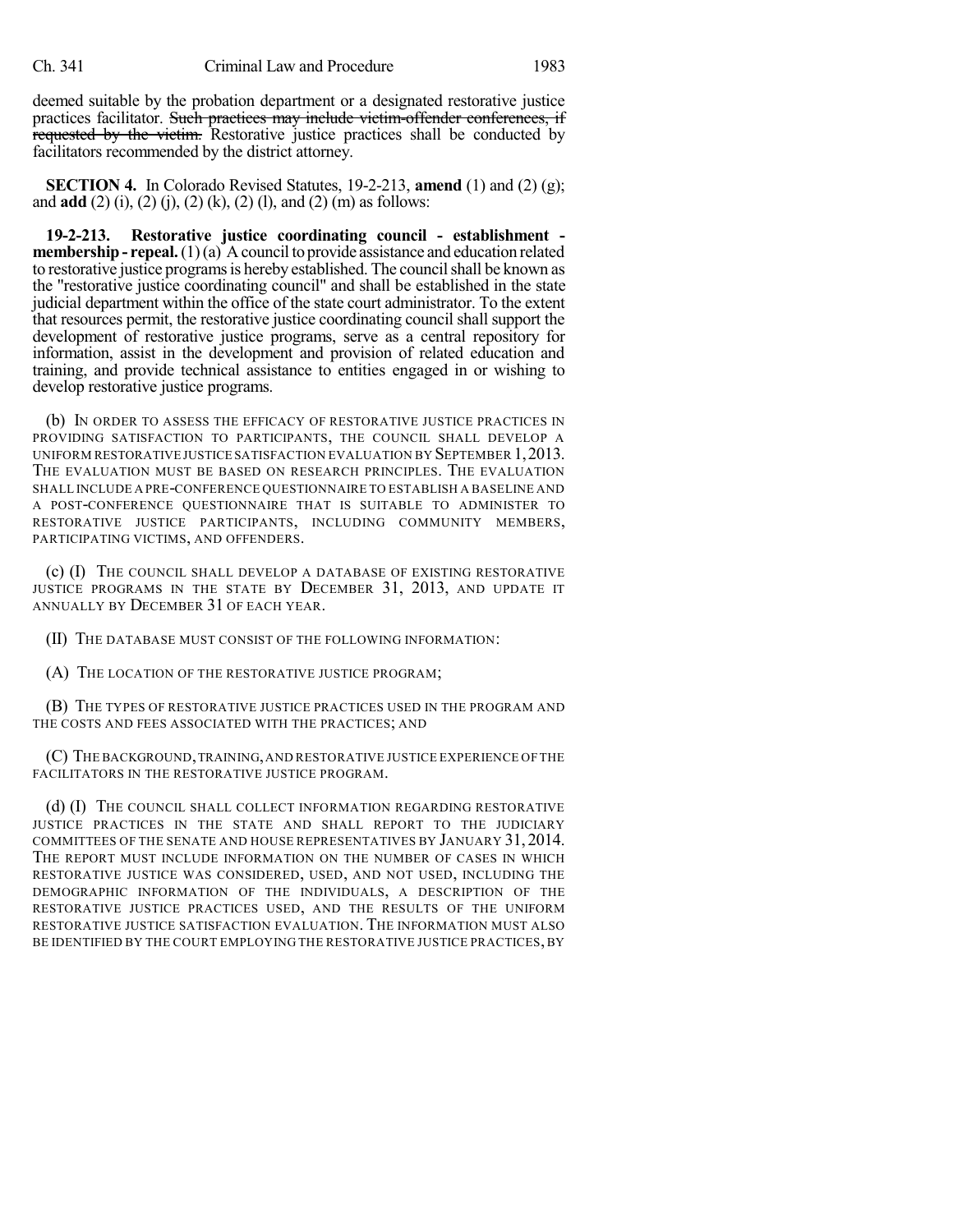deemed suitable by the probation department or a designated restorative justice practices facilitator. ~~Such practices may include victim-offender conferences, if requested by the victim.~~ Restorative justice practices shall be conducted by facilitators recommended by the district attorney.

**SECTION 4.** In Colorado Revised Statutes, 19-2-213, **amend** (1) and (2) (g); and **add** (2) (i), (2) (j), (2) (k), (2) (l), and (2) (m) as follows:

**19-2-213. Restorative justice coordinating council - establishment - membership - repeal.** (1) (a) A council to provide assistance and education related to restorative justice programs is hereby established. The council shall be known as the "restorative justice coordinating council" and shall be established in the state judicial department within the office of the state court administrator. To the extent that resources permit, the restorative justice coordinating council shall support the development of restorative justice programs, serve as a central repository for information, assist in the development and provision of related education and training, and provide technical assistance to entities engaged in or wishing to develop restorative justice programs.

(b) IN ORDER TO ASSESS THE EFFICACY OF RESTORATIVE JUSTICE PRACTICES IN PROVIDING SATISFACTION TO PARTICIPANTS, THE COUNCIL SHALL DEVELOP A UNIFORM RESTORATIVE JUSTICE SATISFACTION EVALUATION BY SEPTEMBER 1, 2013. THE EVALUATION MUST BE BASED ON RESEARCH PRINCIPLES. THE EVALUATION SHALL INCLUDE A PRE-CONFERENCE QUESTIONNAIRE TO ESTABLISH A BASELINE AND A POST-CONFERENCE QUESTIONNAIRE THAT IS SUITABLE TO ADMINISTER TO RESTORATIVE JUSTICE PARTICIPANTS, INCLUDING COMMUNITY MEMBERS, PARTICIPATING VICTIMS, AND OFFENDERS.

(c) (I) THE COUNCIL SHALL DEVELOP A DATABASE OF EXISTING RESTORATIVE JUSTICE PROGRAMS IN THE STATE BY DECEMBER 31, 2013, AND UPDATE IT ANNUALLY BY DECEMBER 31 OF EACH YEAR.

(II) THE DATABASE MUST CONSIST OF THE FOLLOWING INFORMATION:

(A) THE LOCATION OF THE RESTORATIVE JUSTICE PROGRAM;

(B) THE TYPES OF RESTORATIVE JUSTICE PRACTICES USED IN THE PROGRAM AND THE COSTS AND FEES ASSOCIATED WITH THE PRACTICES; AND

(C) THE BACKGROUND, TRAINING, AND RESTORATIVE JUSTICE EXPERIENCE OF THE FACILITATORS IN THE RESTORATIVE JUSTICE PROGRAM.

(d) (I) THE COUNCIL SHALL COLLECT INFORMATION REGARDING RESTORATIVE JUSTICE PRACTICES IN THE STATE AND SHALL REPORT TO THE JUDICIARY COMMITTEES OF THE SENATE AND HOUSE REPRESENTATIVES BY JANUARY 31, 2014. THE REPORT MUST INCLUDE INFORMATION ON THE NUMBER OF CASES IN WHICH RESTORATIVE JUSTICE WAS CONSIDERED, USED, AND NOT USED, INCLUDING THE DEMOGRAPHIC INFORMATION OF THE INDIVIDUALS, A DESCRIPTION OF THE RESTORATIVE JUSTICE PRACTICES USED, AND THE RESULTS OF THE UNIFORM RESTORATIVE JUSTICE SATISFACTION EVALUATION. THE INFORMATION MUST ALSO BE IDENTIFIED BY THE COURT EMPLOYING THE RESTORATIVE JUSTICE PRACTICES, BY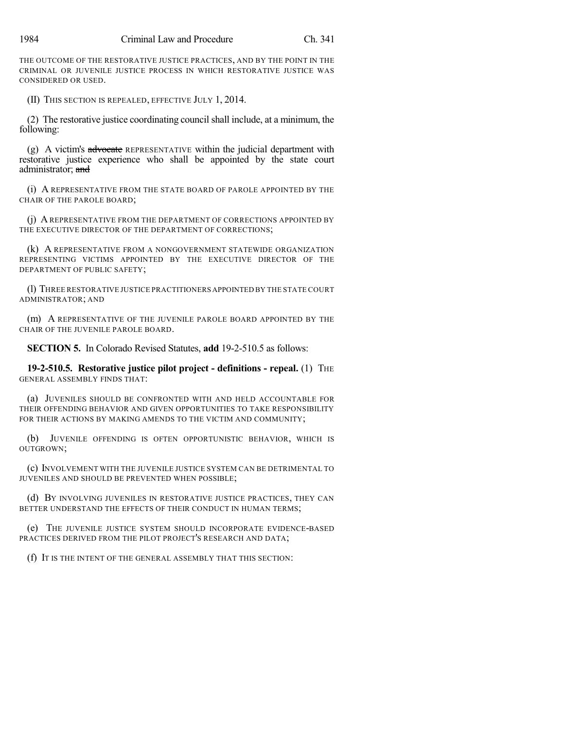THE OUTCOME OF THE RESTORATIVE JUSTICE PRACTICES, AND BY THE POINT IN THE CRIMINAL OR JUVENILE JUSTICE PROCESS IN WHICH RESTORATIVE JUSTICE WAS CONSIDERED OR USED.

(II) THIS SECTION IS REPEALED, EFFECTIVE JULY 1, 2014.

(2) The restorative justice coordinating council shall include, at a minimum, the following:

(g) A victim's ~~advocate~~ REPRESENTATIVE within the judicial department with restorative justice experience who shall be appointed by the state court administrator; ~~and~~

(i) A REPRESENTATIVE FROM THE STATE BOARD OF PAROLE APPOINTED BY THE CHAIR OF THE PAROLE BOARD;

(j) A REPRESENTATIVE FROM THE DEPARTMENT OF CORRECTIONS APPOINTED BY THE EXECUTIVE DIRECTOR OF THE DEPARTMENT OF CORRECTIONS;

(k) A REPRESENTATIVE FROM A NONGOVERNMENT STATEWIDE ORGANIZATION REPRESENTING VICTIMS APPOINTED BY THE EXECUTIVE DIRECTOR OF THE DEPARTMENT OF PUBLIC SAFETY;

(l) THREE RESTORATIVE JUSTICE PRACTITIONERS APPOINTED BY THE STATE COURT ADMINISTRATOR; AND

(m) A REPRESENTATIVE OF THE JUVENILE PAROLE BOARD APPOINTED BY THE CHAIR OF THE JUVENILE PAROLE BOARD.

**SECTION 5.** In Colorado Revised Statutes, **add** 19-2-510.5 as follows:

**19-2-510.5. Restorative justice pilot project - definitions - repeal.** (1) THE GENERAL ASSEMBLY FINDS THAT:

(a) JUVENILES SHOULD BE CONFRONTED WITH AND HELD ACCOUNTABLE FOR THEIR OFFENDING BEHAVIOR AND GIVEN OPPORTUNITIES TO TAKE RESPONSIBILITY FOR THEIR ACTIONS BY MAKING AMENDS TO THE VICTIM AND COMMUNITY;

(b) JUVENILE OFFENDING IS OFTEN OPPORTUNISTIC BEHAVIOR, WHICH IS OUTGROWN;

(c) INVOLVEMENT WITH THE JUVENILE JUSTICE SYSTEM CAN BE DETRIMENTAL TO JUVENILES AND SHOULD BE PREVENTED WHEN POSSIBLE;

(d) BY INVOLVING JUVENILES IN RESTORATIVE JUSTICE PRACTICES, THEY CAN BETTER UNDERSTAND THE EFFECTS OF THEIR CONDUCT IN HUMAN TERMS;

(e) THE JUVENILE JUSTICE SYSTEM SHOULD INCORPORATE EVIDENCE-BASED PRACTICES DERIVED FROM THE PILOT PROJECT'S RESEARCH AND DATA;

(f) IT IS THE INTENT OF THE GENERAL ASSEMBLY THAT THIS SECTION: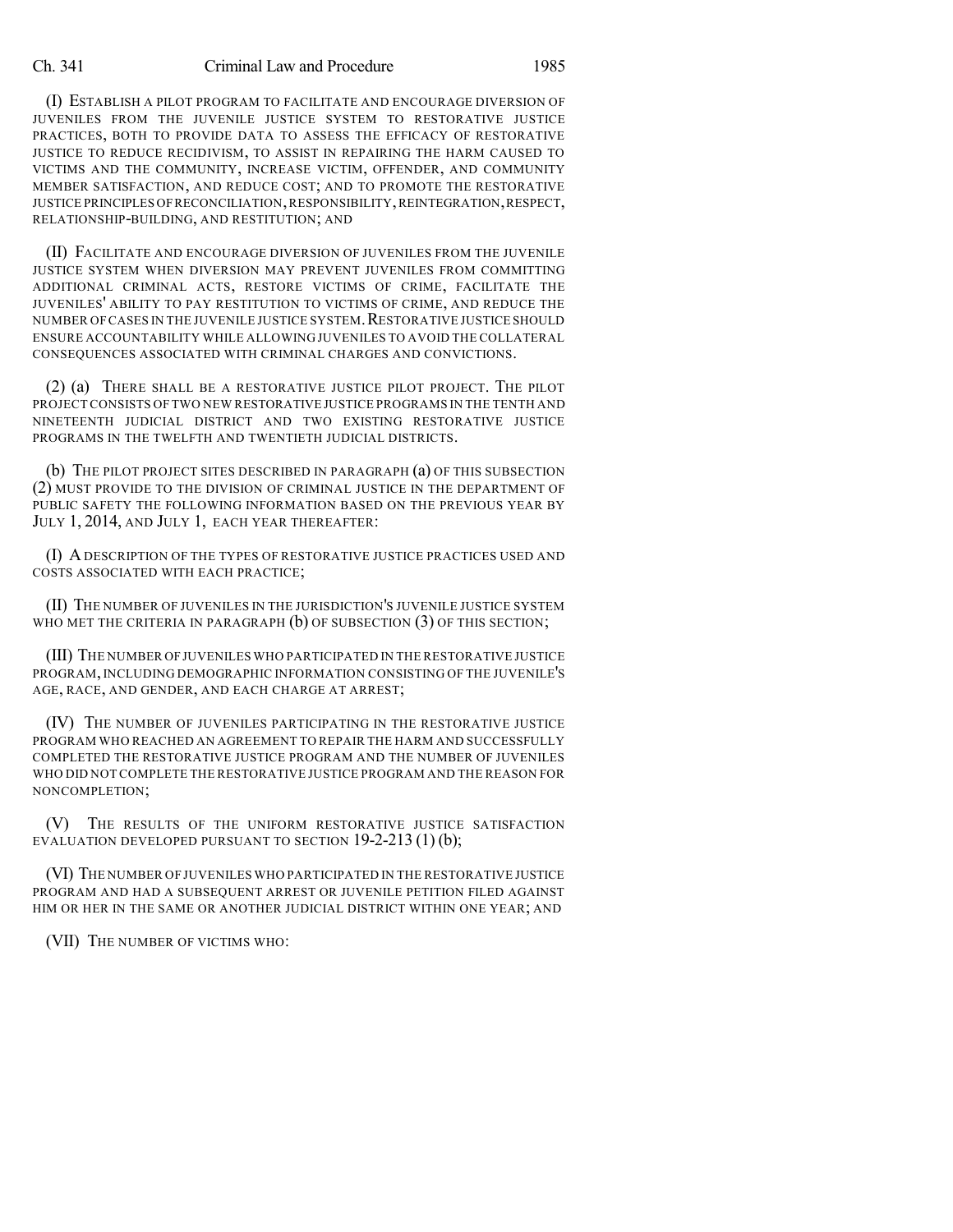(I) ESTABLISH A PILOT PROGRAM TO FACILITATE AND ENCOURAGE DIVERSION OF JUVENILES FROM THE JUVENILE JUSTICE SYSTEM TO RESTORATIVE JUSTICE PRACTICES, BOTH TO PROVIDE DATA TO ASSESS THE EFFICACY OF RESTORATIVE JUSTICE TO REDUCE RECIDIVISM, TO ASSIST IN REPAIRING THE HARM CAUSED TO VICTIMS AND THE COMMUNITY, INCREASE VICTIM, OFFENDER, AND COMMUNITY MEMBER SATISFACTION, AND REDUCE COST; AND TO PROMOTE THE RESTORATIVE JUSTICE PRINCIPLES OF RECONCILIATION, RESPONSIBILITY, REINTEGRATION, RESPECT, RELATIONSHIP-BUILDING, AND RESTITUTION; AND

(II) FACILITATE AND ENCOURAGE DIVERSION OF JUVENILES FROM THE JUVENILE JUSTICE SYSTEM WHEN DIVERSION MAY PREVENT JUVENILES FROM COMMITTING ADDITIONAL CRIMINAL ACTS, RESTORE VICTIMS OF CRIME, FACILITATE THE JUVENILES' ABILITY TO PAY RESTITUTION TO VICTIMS OF CRIME, AND REDUCE THE NUMBER OF CASES IN THE JUVENILE JUSTICE SYSTEM. RESTORATIVE JUSTICE SHOULD ENSURE ACCOUNTABILITY WHILE ALLOWING JUVENILES TO AVOID THE COLLATERAL CONSEQUENCES ASSOCIATED WITH CRIMINAL CHARGES AND CONVICTIONS.

(2) (a) THERE SHALL BE A RESTORATIVE JUSTICE PILOT PROJECT. THE PILOT PROJECT CONSISTS OF TWO NEW RESTORATIVE JUSTICE PROGRAMS IN THE TENTH AND NINETEENTH JUDICIAL DISTRICT AND TWO EXISTING RESTORATIVE JUSTICE PROGRAMS IN THE TWELFTH AND TWENTIETH JUDICIAL DISTRICTS.

(b) THE PILOT PROJECT SITES DESCRIBED IN PARAGRAPH (a) OF THIS SUBSECTION (2) MUST PROVIDE TO THE DIVISION OF CRIMINAL JUSTICE IN THE DEPARTMENT OF PUBLIC SAFETY THE FOLLOWING INFORMATION BASED ON THE PREVIOUS YEAR BY JULY 1, 2014, AND JULY 1, EACH YEAR THEREAFTER:

(I) A DESCRIPTION OF THE TYPES OF RESTORATIVE JUSTICE PRACTICES USED AND COSTS ASSOCIATED WITH EACH PRACTICE;

(II) THE NUMBER OF JUVENILES IN THE JURISDICTION'S JUVENILE JUSTICE SYSTEM WHO MET THE CRITERIA IN PARAGRAPH (b) OF SUBSECTION (3) OF THIS SECTION;

(III) THE NUMBER OF JUVENILES WHO PARTICIPATED IN THE RESTORATIVE JUSTICE PROGRAM, INCLUDING DEMOGRAPHIC INFORMATION CONSISTING OF THE JUVENILE'S AGE, RACE, AND GENDER, AND EACH CHARGE AT ARREST;

(IV) THE NUMBER OF JUVENILES PARTICIPATING IN THE RESTORATIVE JUSTICE PROGRAM WHO REACHED AN AGREEMENT TO REPAIR THE HARM AND SUCCESSFULLY COMPLETED THE RESTORATIVE JUSTICE PROGRAM AND THE NUMBER OF JUVENILES WHO DID NOT COMPLETE THE RESTORATIVE JUSTICE PROGRAM AND THE REASON FOR NONCOMPLETION;

(V) THE RESULTS OF THE UNIFORM RESTORATIVE JUSTICE SATISFACTION EVALUATION DEVELOPED PURSUANT TO SECTION 19-2-213 (1) (b);

(VI) THE NUMBER OF JUVENILES WHO PARTICIPATED IN THE RESTORATIVE JUSTICE PROGRAM AND HAD A SUBSEQUENT ARREST OR JUVENILE PETITION FILED AGAINST HIM OR HER IN THE SAME OR ANOTHER JUDICIAL DISTRICT WITHIN ONE YEAR; AND

(VII) THE NUMBER OF VICTIMS WHO: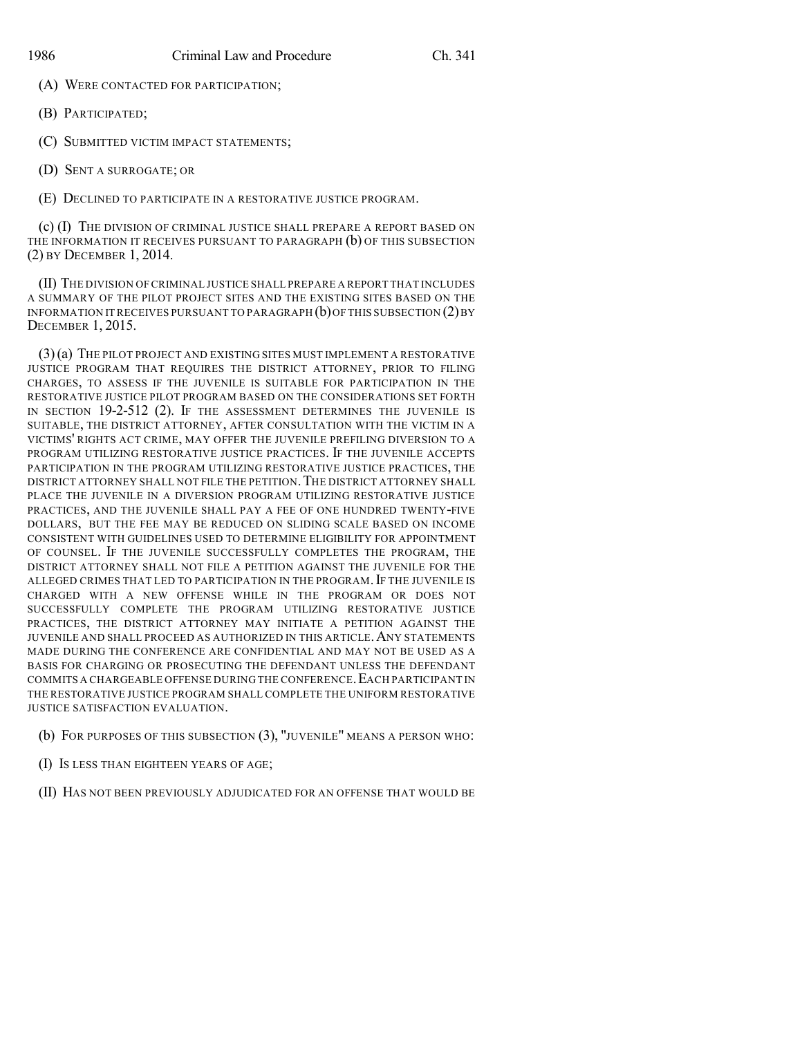(A) WERE CONTACTED FOR PARTICIPATION;

(B) PARTICIPATED;

(C) SUBMITTED VICTIM IMPACT STATEMENTS;

(D) SENT A SURROGATE; OR

(E) DECLINED TO PARTICIPATE IN A RESTORATIVE JUSTICE PROGRAM.

(c) (I) THE DIVISION OF CRIMINAL JUSTICE SHALL PREPARE A REPORT BASED ON THE INFORMATION IT RECEIVES PURSUANT TO PARAGRAPH (b) OF THIS SUBSECTION (2) BY DECEMBER 1, 2014.

(II) THE DIVISION OF CRIMINAL JUSTICE SHALL PREPARE A REPORT THAT INCLUDES A SUMMARY OF THE PILOT PROJECT SITES AND THE EXISTING SITES BASED ON THE INFORMATION IT RECEIVES PURSUANT TO PARAGRAPH (b) OF THIS SUBSECTION (2) BY DECEMBER 1, 2015.

(3) (a) THE PILOT PROJECT AND EXISTING SITES MUST IMPLEMENT A RESTORATIVE JUSTICE PROGRAM THAT REQUIRES THE DISTRICT ATTORNEY, PRIOR TO FILING CHARGES, TO ASSESS IF THE JUVENILE IS SUITABLE FOR PARTICIPATION IN THE RESTORATIVE JUSTICE PILOT PROGRAM BASED ON THE CONSIDERATIONS SET FORTH IN SECTION 19-2-512 (2). IF THE ASSESSMENT DETERMINES THE JUVENILE IS SUITABLE, THE DISTRICT ATTORNEY, AFTER CONSULTATION WITH THE VICTIM IN A VICTIMS' RIGHTS ACT CRIME, MAY OFFER THE JUVENILE PREFILING DIVERSION TO A PROGRAM UTILIZING RESTORATIVE JUSTICE PRACTICES. IF THE JUVENILE ACCEPTS PARTICIPATION IN THE PROGRAM UTILIZING RESTORATIVE JUSTICE PRACTICES, THE DISTRICT ATTORNEY SHALL NOT FILE THE PETITION. THE DISTRICT ATTORNEY SHALL PLACE THE JUVENILE IN A DIVERSION PROGRAM UTILIZING RESTORATIVE JUSTICE PRACTICES, AND THE JUVENILE SHALL PAY A FEE OF ONE HUNDRED TWENTY-FIVE DOLLARS, BUT THE FEE MAY BE REDUCED ON SLIDING SCALE BASED ON INCOME CONSISTENT WITH GUIDELINES USED TO DETERMINE ELIGIBILITY FOR APPOINTMENT OF COUNSEL. IF THE JUVENILE SUCCESSFULLY COMPLETES THE PROGRAM, THE DISTRICT ATTORNEY SHALL NOT FILE A PETITION AGAINST THE JUVENILE FOR THE ALLEGED CRIMES THAT LED TO PARTICIPATION IN THE PROGRAM. IF THE JUVENILE IS CHARGED WITH A NEW OFFENSE WHILE IN THE PROGRAM OR DOES NOT SUCCESSFULLY COMPLETE THE PROGRAM UTILIZING RESTORATIVE JUSTICE PRACTICES, THE DISTRICT ATTORNEY MAY INITIATE A PETITION AGAINST THE JUVENILE AND SHALL PROCEED AS AUTHORIZED IN THIS ARTICLE. ANY STATEMENTS MADE DURING THE CONFERENCE ARE CONFIDENTIAL AND MAY NOT BE USED AS A BASIS FOR CHARGING OR PROSECUTING THE DEFENDANT UNLESS THE DEFENDANT COMMITS A CHARGEABLE OFFENSE DURING THE CONFERENCE. EACH PARTICIPANT IN THE RESTORATIVE JUSTICE PROGRAM SHALL COMPLETE THE UNIFORM RESTORATIVE JUSTICE SATISFACTION EVALUATION.

(b) FOR PURPOSES OF THIS SUBSECTION (3), "JUVENILE" MEANS A PERSON WHO:

(I) IS LESS THAN EIGHTEEN YEARS OF AGE;

(II) HAS NOT BEEN PREVIOUSLY ADJUDICATED FOR AN OFFENSE THAT WOULD BE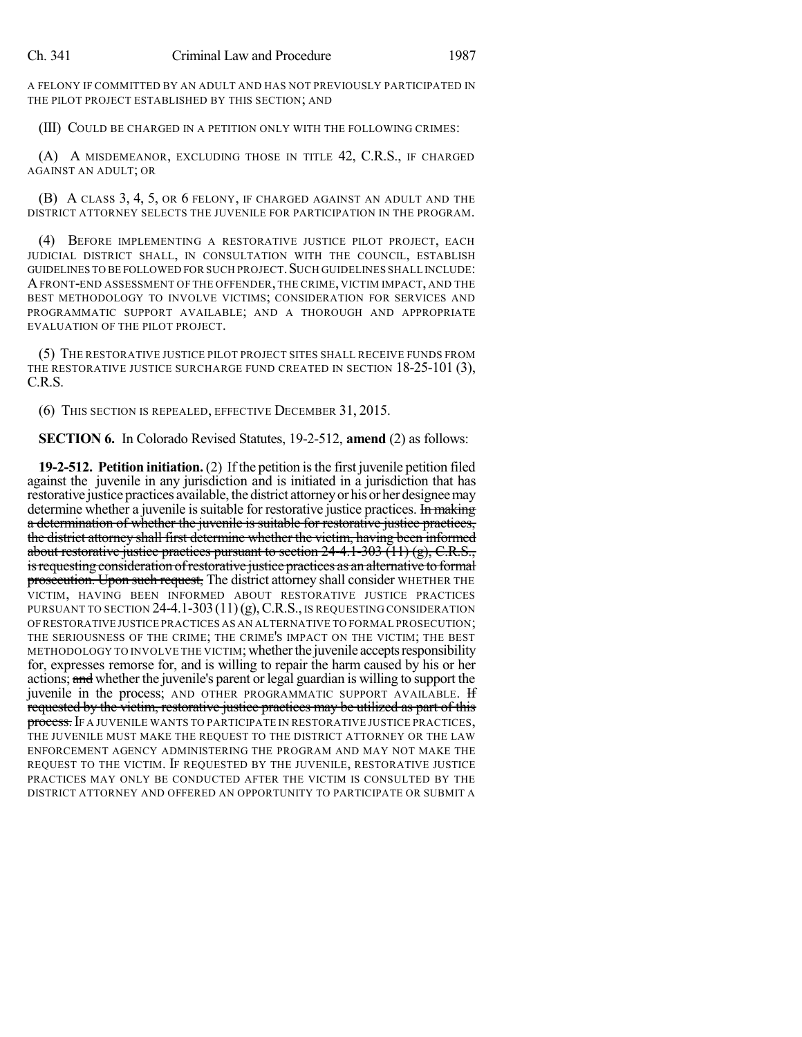A FELONY IF COMMITTED BY AN ADULT AND HAS NOT PREVIOUSLY PARTICIPATED IN THE PILOT PROJECT ESTABLISHED BY THIS SECTION; AND

(III) COULD BE CHARGED IN A PETITION ONLY WITH THE FOLLOWING CRIMES:

(A) A MISDEMEANOR, EXCLUDING THOSE IN TITLE 42, C.R.S., IF CHARGED AGAINST AN ADULT; OR

(B) A CLASS 3, 4, 5, OR 6 FELONY, IF CHARGED AGAINST AN ADULT AND THE DISTRICT ATTORNEY SELECTS THE JUVENILE FOR PARTICIPATION IN THE PROGRAM.

(4) BEFORE IMPLEMENTING A RESTORATIVE JUSTICE PILOT PROJECT, EACH JUDICIAL DISTRICT SHALL, IN CONSULTATION WITH THE COUNCIL, ESTABLISH GUIDELINES TO BE FOLLOWED FOR SUCH PROJECT. SUCH GUIDELINES SHALL INCLUDE: A FRONT-END ASSESSMENT OF THE OFFENDER, THE CRIME, VICTIM IMPACT, AND THE BEST METHODOLOGY TO INVOLVE VICTIMS; CONSIDERATION FOR SERVICES AND PROGRAMMATIC SUPPORT AVAILABLE; AND A THOROUGH AND APPROPRIATE EVALUATION OF THE PILOT PROJECT.

(5) THE RESTORATIVE JUSTICE PILOT PROJECT SITES SHALL RECEIVE FUNDS FROM THE RESTORATIVE JUSTICE SURCHARGE FUND CREATED IN SECTION 18-25-101 (3), C.R.S.

(6) THIS SECTION IS REPEALED, EFFECTIVE DECEMBER 31, 2015.

**SECTION 6.** In Colorado Revised Statutes, 19-2-512, **amend** (2) as follows:

**19-2-512. Petition initiation.** (2) If the petition is the first juvenile petition filed against the juvenile in any jurisdiction and is initiated in a jurisdiction that has restorative justice practices available, the district attorney or his or her designee may determine whether a juvenile is suitable for restorative justice practices. ~~In making a determination of whether the juvenile is suitable for restorative justice practices, the district attorney shall first determine whether the victim, having been informed about restorative justice practices pursuant to section 24-4.1-303 (11) (g), C.R.S., is requesting consideration of restorative justice practices as an alternative to formal prosecution. Upon such request,~~ The district attorney shall consider WHETHER THE VICTIM, HAVING BEEN INFORMED ABOUT RESTORATIVE JUSTICE PRACTICES PURSUANT TO SECTION 24-4.1-303 (11) (g), C.R.S., IS REQUESTING CONSIDERATION OF RESTORATIVE JUSTICE PRACTICES AS AN ALTERNATIVE TO FORMAL PROSECUTION; THE SERIOUSNESS OF THE CRIME; THE CRIME'S IMPACT ON THE VICTIM; THE BEST METHODOLOGY TO INVOLVE THE VICTIM; whether the juvenile accepts responsibility for, expresses remorse for, and is willing to repair the harm caused by his or her actions; ~~and~~ whether the juvenile's parent or legal guardian is willing to support the juvenile in the process; AND OTHER PROGRAMMATIC SUPPORT AVAILABLE. ~~If requested by the victim, restorative justice practices may be utilized as part of this process.~~ IF A JUVENILE WANTS TO PARTICIPATE IN RESTORATIVE JUSTICE PRACTICES, THE JUVENILE MUST MAKE THE REQUEST TO THE DISTRICT ATTORNEY OR THE LAW ENFORCEMENT AGENCY ADMINISTERING THE PROGRAM AND MAY NOT MAKE THE REQUEST TO THE VICTIM. IF REQUESTED BY THE JUVENILE, RESTORATIVE JUSTICE PRACTICES MAY ONLY BE CONDUCTED AFTER THE VICTIM IS CONSULTED BY THE DISTRICT ATTORNEY AND OFFERED AN OPPORTUNITY TO PARTICIPATE OR SUBMIT A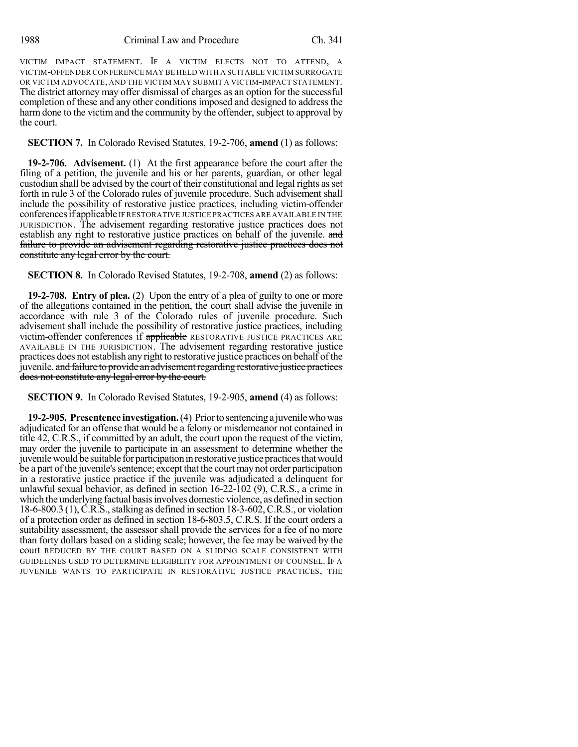VICTIM IMPACT STATEMENT. IF A VICTIM ELECTS NOT TO ATTEND, A VICTIM-OFFENDER CONFERENCE MAY BE HELD WITH A SUITABLE VICTIM SURROGATE OR VICTIM ADVOCATE, AND THE VICTIM MAY SUBMIT A VICTIM-IMPACT STATEMENT. The district attorney may offer dismissal of charges as an option for the successful completion of these and any other conditions imposed and designed to address the harm done to the victim and the community by the offender, subject to approval by the court.

**SECTION 7.** In Colorado Revised Statutes, 19-2-706, **amend** (1) as follows:

**19-2-706. Advisement.** (1) At the first appearance before the court after the filing of a petition, the juvenile and his or her parents, guardian, or other legal custodian shall be advised by the court of their constitutional and legal rights as set forth in rule 3 of the Colorado rules of juvenile procedure. Such advisement shall include the possibility of restorative justice practices, including victim-offender conferences ~~if applicable~~ IF RESTORATIVE JUSTICE PRACTICES ARE AVAILABLE IN THE JURISDICTION. The advisement regarding restorative justice practices does not establish any right to restorative justice practices on behalf of the juvenile. ~~and failure to provide an advisement regarding restorative justice practices does not constitute any legal error by the court.~~

**SECTION 8.** In Colorado Revised Statutes, 19-2-708, **amend** (2) as follows:

**19-2-708. Entry of plea.** (2) Upon the entry of a plea of guilty to one or more of the allegations contained in the petition, the court shall advise the juvenile in accordance with rule 3 of the Colorado rules of juvenile procedure. Such advisement shall include the possibility of restorative justice practices, including victim-offender conferences if ~~applicable~~ RESTORATIVE JUSTICE PRACTICES ARE AVAILABLE IN THE JURISDICTION. The advisement regarding restorative justice practices does not establish any right to restorative justice practices on behalf of the juvenile. ~~and failure to provide an advisement regarding restorative justice practices does not constitute any legal error by the court.~~

**SECTION 9.** In Colorado Revised Statutes, 19-2-905, **amend** (4) as follows:

**19-2-905. Presentence investigation.** (4) Prior to sentencing a juvenile who was adjudicated for an offense that would be a felony or misdemeanor not contained in title 42, C.R.S., if committed by an adult, the court ~~upon the request of the victim,~~ may order the juvenile to participate in an assessment to determine whether the juvenile would be suitable for participation in restorative justice practices that would be a part of the juvenile's sentence; except that the court may not order participation in a restorative justice practice if the juvenile was adjudicated a delinquent for unlawful sexual behavior, as defined in section 16-22-102 (9), C.R.S., a crime in which the underlying factual basis involves domestic violence, as defined in section 18-6-800.3 (1), C.R.S., stalking as defined in section 18-3-602, C.R.S., or violation of a protection order as defined in section 18-6-803.5, C.R.S. If the court orders a suitability assessment, the assessor shall provide the services for a fee of no more than forty dollars based on a sliding scale; however, the fee may be ~~waived by the court~~ REDUCED BY THE COURT BASED ON A SLIDING SCALE CONSISTENT WITH GUIDELINES USED TO DETERMINE ELIGIBILITY FOR APPOINTMENT OF COUNSEL. IF A JUVENILE WANTS TO PARTICIPATE IN RESTORATIVE JUSTICE PRACTICES, THE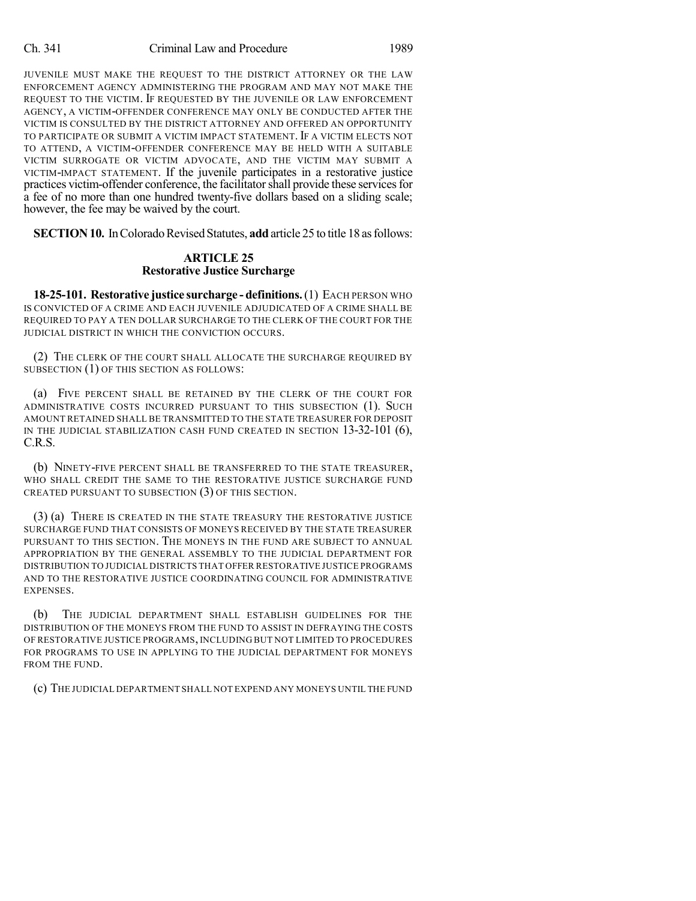JUVENILE MUST MAKE THE REQUEST TO THE DISTRICT ATTORNEY OR THE LAW ENFORCEMENT AGENCY ADMINISTERING THE PROGRAM AND MAY NOT MAKE THE REQUEST TO THE VICTIM. IF REQUESTED BY THE JUVENILE OR LAW ENFORCEMENT AGENCY, A VICTIM-OFFENDER CONFERENCE MAY ONLY BE CONDUCTED AFTER THE VICTIM IS CONSULTED BY THE DISTRICT ATTORNEY AND OFFERED AN OPPORTUNITY TO PARTICIPATE OR SUBMIT A VICTIM IMPACT STATEMENT. IF A VICTIM ELECTS NOT TO ATTEND, A VICTIM-OFFENDER CONFERENCE MAY BE HELD WITH A SUITABLE VICTIM SURROGATE OR VICTIM ADVOCATE, AND THE VICTIM MAY SUBMIT A VICTIM-IMPACT STATEMENT. If the juvenile participates in a restorative justice practices victim-offender conference, the facilitator shall provide these services for a fee of no more than one hundred twenty-five dollars based on a sliding scale; however, the fee may be waived by the court.

**SECTION 10.** In Colorado Revised Statutes, **add** article 25 to title 18 as follows:

## ARTICLE 25
## Restorative Justice Surcharge

**18-25-101. Restorative justice surcharge - definitions.** (1) EACH PERSON WHO IS CONVICTED OF A CRIME AND EACH JUVENILE ADJUDICATED OF A CRIME SHALL BE REQUIRED TO PAY A TEN DOLLAR SURCHARGE TO THE CLERK OF THE COURT FOR THE JUDICIAL DISTRICT IN WHICH THE CONVICTION OCCURS.

(2) THE CLERK OF THE COURT SHALL ALLOCATE THE SURCHARGE REQUIRED BY SUBSECTION (1) OF THIS SECTION AS FOLLOWS:

(a) FIVE PERCENT SHALL BE RETAINED BY THE CLERK OF THE COURT FOR ADMINISTRATIVE COSTS INCURRED PURSUANT TO THIS SUBSECTION (1). SUCH AMOUNT RETAINED SHALL BE TRANSMITTED TO THE STATE TREASURER FOR DEPOSIT IN THE JUDICIAL STABILIZATION CASH FUND CREATED IN SECTION 13-32-101 (6), C.R.S.

(b) NINETY-FIVE PERCENT SHALL BE TRANSFERRED TO THE STATE TREASURER, WHO SHALL CREDIT THE SAME TO THE RESTORATIVE JUSTICE SURCHARGE FUND CREATED PURSUANT TO SUBSECTION (3) OF THIS SECTION.

(3) (a) THERE IS CREATED IN THE STATE TREASURY THE RESTORATIVE JUSTICE SURCHARGE FUND THAT CONSISTS OF MONEYS RECEIVED BY THE STATE TREASURER PURSUANT TO THIS SECTION. THE MONEYS IN THE FUND ARE SUBJECT TO ANNUAL APPROPRIATION BY THE GENERAL ASSEMBLY TO THE JUDICIAL DEPARTMENT FOR DISTRIBUTION TO JUDICIAL DISTRICTS THAT OFFER RESTORATIVE JUSTICE PROGRAMS AND TO THE RESTORATIVE JUSTICE COORDINATING COUNCIL FOR ADMINISTRATIVE EXPENSES.

(b) THE JUDICIAL DEPARTMENT SHALL ESTABLISH GUIDELINES FOR THE DISTRIBUTION OF THE MONEYS FROM THE FUND TO ASSIST IN DEFRAYING THE COSTS OF RESTORATIVE JUSTICE PROGRAMS, INCLUDING BUT NOT LIMITED TO PROCEDURES FOR PROGRAMS TO USE IN APPLYING TO THE JUDICIAL DEPARTMENT FOR MONEYS FROM THE FUND.

(c) THE JUDICIAL DEPARTMENT SHALL NOT EXPEND ANY MONEYS UNTIL THE FUND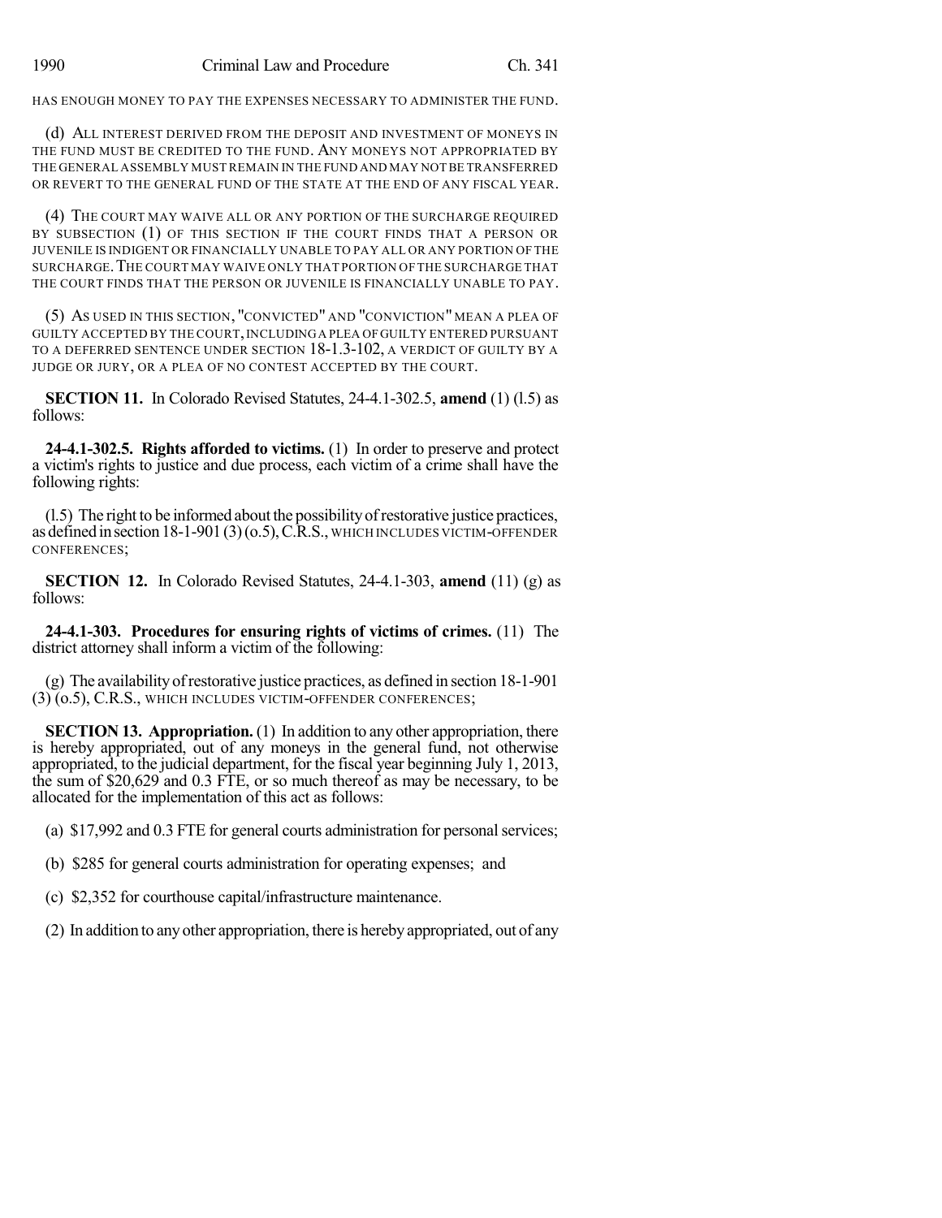HAS ENOUGH MONEY TO PAY THE EXPENSES NECESSARY TO ADMINISTER THE FUND.

(d) ALL INTEREST DERIVED FROM THE DEPOSIT AND INVESTMENT OF MONEYS IN THE FUND MUST BE CREDITED TO THE FUND. ANY MONEYS NOT APPROPRIATED BY THE GENERAL ASSEMBLY MUST REMAIN IN THE FUND AND MAY NOT BE TRANSFERRED OR REVERT TO THE GENERAL FUND OF THE STATE AT THE END OF ANY FISCAL YEAR.

(4) THE COURT MAY WAIVE ALL OR ANY PORTION OF THE SURCHARGE REQUIRED BY SUBSECTION (1) OF THIS SECTION IF THE COURT FINDS THAT A PERSON OR JUVENILE IS INDIGENT OR FINANCIALLY UNABLE TO PAY ALL OR ANY PORTION OF THE SURCHARGE. THE COURT MAY WAIVE ONLY THAT PORTION OF THE SURCHARGE THAT THE COURT FINDS THAT THE PERSON OR JUVENILE IS FINANCIALLY UNABLE TO PAY.

(5) AS USED IN THIS SECTION, "CONVICTED" AND "CONVICTION" MEAN A PLEA OF GUILTY ACCEPTED BY THE COURT, INCLUDING A PLEA OF GUILTY ENTERED PURSUANT TO A DEFERRED SENTENCE UNDER SECTION 18-1.3-102, A VERDICT OF GUILTY BY A JUDGE OR JURY, OR A PLEA OF NO CONTEST ACCEPTED BY THE COURT.

**SECTION 11.** In Colorado Revised Statutes, 24-4.1-302.5, **amend** (1) (l.5) as follows:

**24-4.1-302.5. Rights afforded to victims.** (1) In order to preserve and protect a victim's rights to justice and due process, each victim of a crime shall have the following rights:

(l.5) The right to be informed about the possibility of restorative justice practices, as defined in section 18-1-901 (3) (o.5), C.R.S., WHICH INCLUDES VICTIM-OFFENDER CONFERENCES;

**SECTION 12.** In Colorado Revised Statutes, 24-4.1-303, **amend** (11) (g) as follows:

**24-4.1-303. Procedures for ensuring rights of victims of crimes.** (11) The district attorney shall inform a victim of the following:

(g) The availability of restorative justice practices, as defined in section 18-1-901 (3) (o.5), C.R.S., WHICH INCLUDES VICTIM-OFFENDER CONFERENCES;

**SECTION 13. Appropriation.** (1) In addition to any other appropriation, there is hereby appropriated, out of any moneys in the general fund, not otherwise appropriated, to the judicial department, for the fiscal year beginning July 1, 2013, the sum of $20,629 and 0.3 FTE, or so much thereof as may be necessary, to be allocated for the implementation of this act as follows:

(a) $17,992 and 0.3 FTE for general courts administration for personal services;

(b) $285 for general courts administration for operating expenses; and

(c) $2,352 for courthouse capital/infrastructure maintenance.

(2) In addition to any other appropriation, there is hereby appropriated, out of any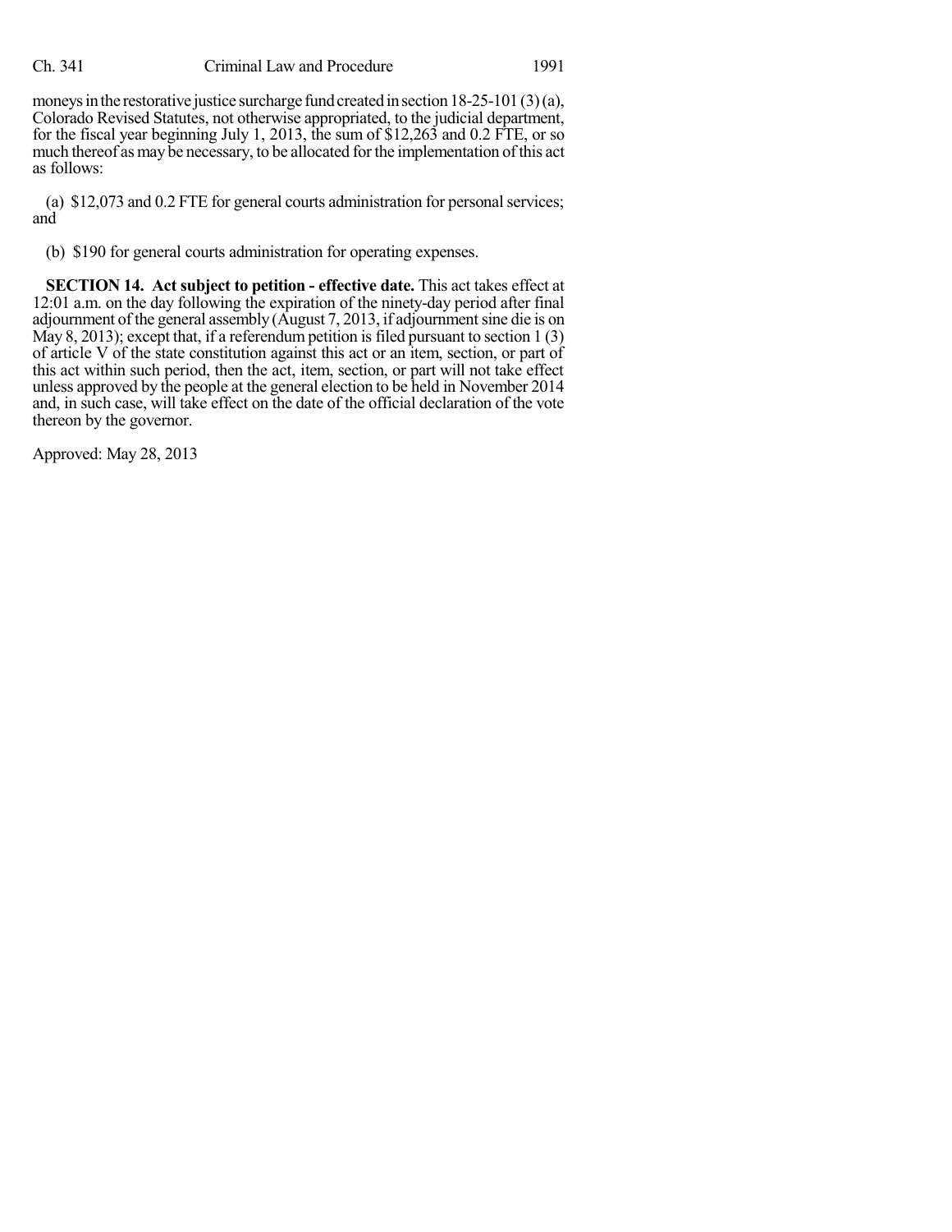moneys in the restorative justice surcharge fund created in section 18-25-101 (3) (a), Colorado Revised Statutes, not otherwise appropriated, to the judicial department, for the fiscal year beginning July 1, 2013, the sum of $12,263 and 0.2 FTE, or so much thereof as may be necessary, to be allocated for the implementation of this act as follows:

(a) $12,073 and 0.2 FTE for general courts administration for personal services; and

(b) $190 for general courts administration for operating expenses.

**SECTION 14. Act subject to petition - effective date.** This act takes effect at 12:01 a.m. on the day following the expiration of the ninety-day period after final adjournment of the general assembly (August 7, 2013, if adjournment sine die is on May 8, 2013); except that, if a referendum petition is filed pursuant to section 1 (3) of article V of the state constitution against this act or an item, section, or part of this act within such period, then the act, item, section, or part will not take effect unless approved by the people at the general election to be held in November 2014 and, in such case, will take effect on the date of the official declaration of the vote thereon by the governor.

Approved: May 28, 2013